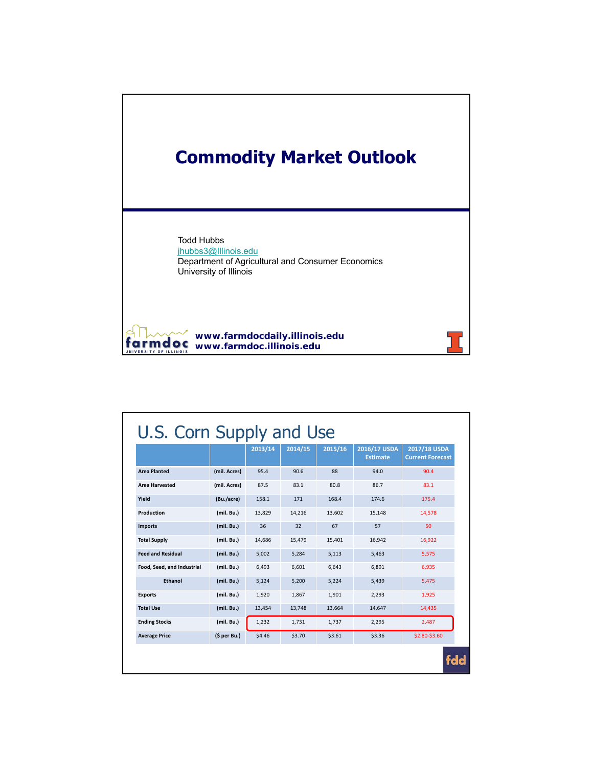# Commodity Market Outlook

Todd Hubbs
jhubbs3@Illinois.edu
Department of Agricultural and Consumer Economics
University of Illinois

www.farmdocdaily.illinois.edu
www.farmdoc.illinois.edu

## U.S. Corn Supply and Use

| | | 2013/14 | 2014/15 | 2015/16 | 2016/17 USDA Estimate | 2017/18 USDA Current Forecast |
|---|---|---|---|---|---|---|
| **Area Planted** | **(mil. Acres)** | 95.4 | 90.6 | 88 | 94.0 | 90.4 |
| **Area Harvested** | **(mil. Acres)** | 87.5 | 83.1 | 80.8 | 86.7 | 83.1 |
| **Yield** | **(Bu./acre)** | 158.1 | 171 | 168.4 | 174.6 | 175.4 |
| **Production** | **(mil. Bu.)** | 13,829 | 14,216 | 13,602 | 15,148 | 14,578 |
| **Imports** | **(mil. Bu.)** | 36 | 32 | 67 | 57 | 50 |
| **Total Supply** | **(mil. Bu.)** | 14,686 | 15,479 | 15,401 | 16,942 | 16,922 |
| **Feed and Residual** | **(mil. Bu.)** | 5,002 | 5,284 | 5,113 | 5,463 | 5,575 |
| **Food, Seed, and Industrial** | **(mil. Bu.)** | 6,493 | 6,601 | 6,643 | 6,891 | 6,935 |
| **Ethanol** | **(mil. Bu.)** | 5,124 | 5,200 | 5,224 | 5,439 | 5,475 |
| **Exports** | **(mil. Bu.)** | 1,920 | 1,867 | 1,901 | 2,293 | 1,925 |
| **Total Use** | **(mil. Bu.)** | 13,454 | 13,748 | 13,664 | 14,647 | 14,435 |
| **Ending Stocks** | **(mil. Bu.)** | 1,232 | 1,731 | 1,737 | 2,295 | 2,487 |
| **Average Price** | **($ per Bu.)** | $4.46 | $3.70 | $3.61 | $3.36 | $2.80-$3.60 |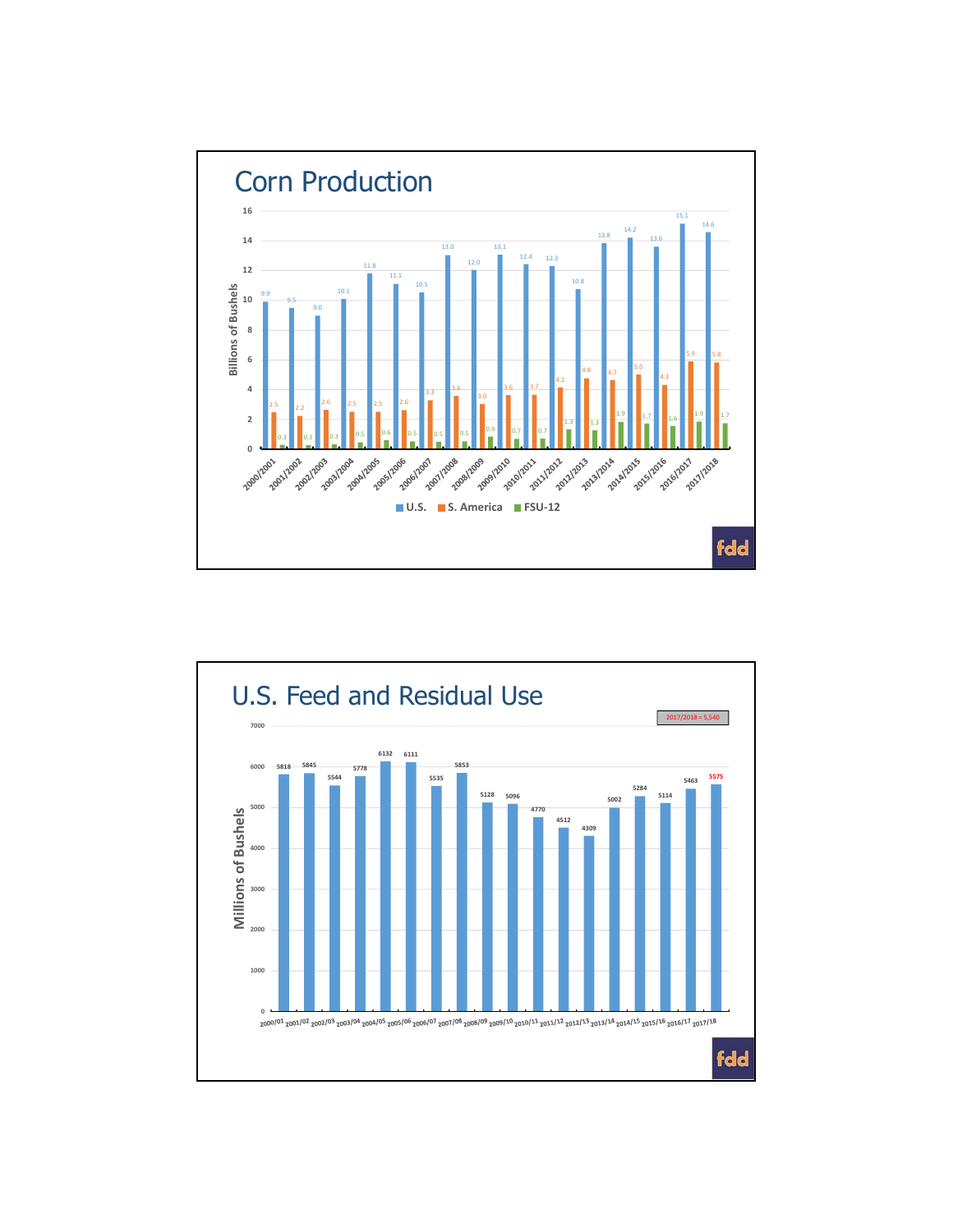# Corn Production

Billions of Bushels

| Year | U.S. | S. America | FSU-12 |
|---|---|---|---|
| 2000/2001 | 9.9 | 2.5 | 0.3 |
| 2001/2002 | 9.5 | 2.2 | 0.3 |
| 2002/2003 | 9.0 | 2.6 | 0.3 |
| 2003/2004 | 10.1 | 2.5 | 0.5 |
| 2004/2005 | 11.8 | 2.5 | 0.6 |
| 2005/2006 | 11.1 | 2.6 | 0.5 |
| 2006/2007 | 10.5 | 3.3 | 0.5 |
| 2007/2008 | 13.0 | 3.6 | 0.5 |
| 2008/2009 | 12.0 | 3.0 | 0.9 |
| 2009/2010 | 13.1 | 3.6 | 0.7 |
| 2010/2011 | 12.4 | 3.7 | 0.7 |
| 2011/2012 | 12.3 | 4.2 | 1.3 |
| 2012/2013 | 10.8 | 4.8 | 1.3 |
| 2013/2014 | 13.8 | 4.7 | 1.9 |
| 2014/2015 | 14.2 | 5.0 | 1.7 |
| 2015/2016 | 13.6 | 4.3 | 1.6 |
| 2016/2017 | 15.1 | 5.9 | 1.9 |
| 2017/2018 | 14.6 | 5.8 | 1.7 |

# U.S. Feed and Residual Use

2017/2018 = 5,540

Millions of Bushels

| Year | Feed and Residual Use |
|---|---|
| 2000/01 | 5818 |
| 2001/02 | 5845 |
| 2002/03 | 5544 |
| 2003/04 | 5778 |
| 2004/05 | 6132 |
| 2005/06 | 6111 |
| 2006/07 | 5535 |
| 2007/08 | 5853 |
| 2008/09 | 5128 |
| 2009/10 | 5096 |
| 2010/11 | 4770 |
| 2011/12 | 4512 |
| 2012/13 | 4309 |
| 2013/14 | 5002 |
| 2014/15 | 5284 |
| 2015/16 | 5114 |
| 2016/17 | 5463 |
| 2017/18 | 5575 |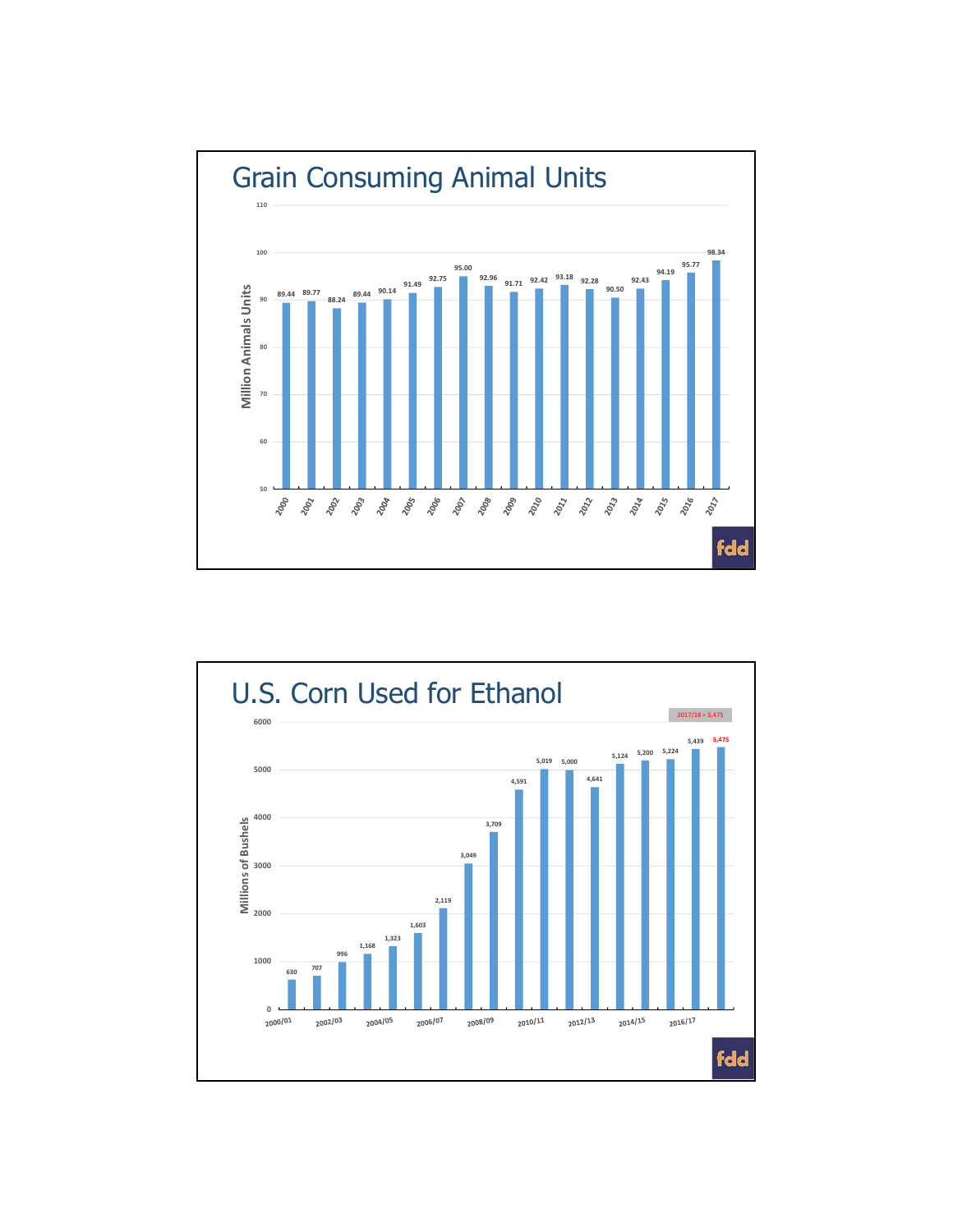# Grain Consuming Animal Units

Million Animals Units

| Year | Million Animal Units |
|---|---|
| 2000 | 89.44 |
| 2001 | 89.77 |
| 2002 | 88.24 |
| 2003 | 89.44 |
| 2004 | 90.14 |
| 2005 | 91.49 |
| 2006 | 92.75 |
| 2007 | 95.00 |
| 2008 | 92.96 |
| 2009 | 91.71 |
| 2010 | 92.42 |
| 2011 | 93.18 |
| 2012 | 92.28 |
| 2013 | 90.50 |
| 2014 | 92.43 |
| 2015 | 94.19 |
| 2016 | 95.77 |
| 2017 | 98.34 |

fdd

# U.S. Corn Used for Ethanol

2017/18 = 5,475

Millions of Bushels

| Marketing Year | Millions of Bushels |
|---|---|
| 2000/01 | 630 |
| | 707 |
| 2002/03 | 996 |
| | 1,168 |
| 2004/05 | 1,323 |
| | 1,603 |
| 2006/07 | 2,119 |
| | 3,049 |
| 2008/09 | 3,709 |
| | 4,591 |
| 2010/11 | 5,019 |
| | 5,000 |
| 2012/13 | 4,641 |
| | 5,124 |
| 2014/15 | 5,200 |
| | 5,224 |
| 2016/17 | 5,439 |
| | 5,475 |

fdd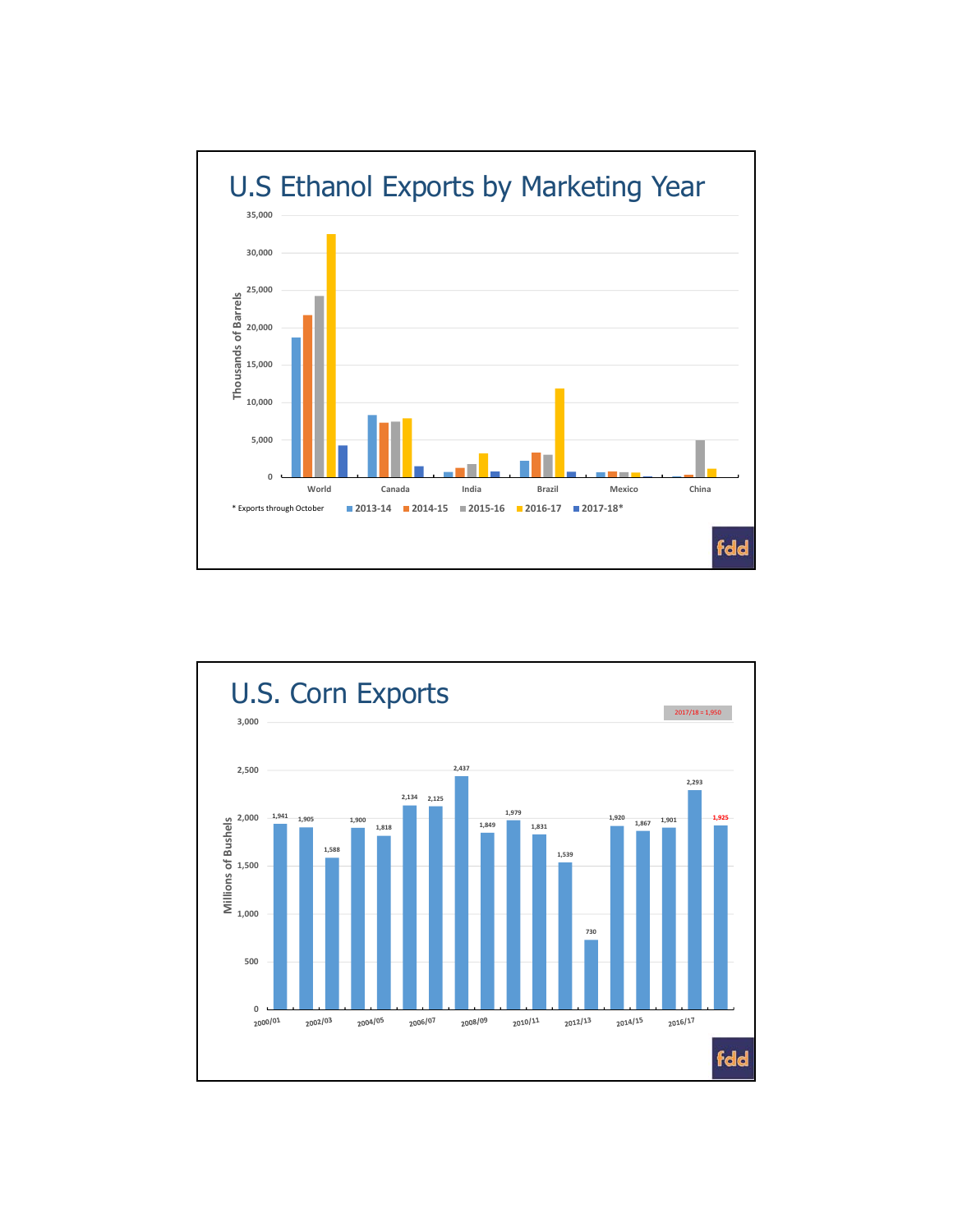## U.S Ethanol Exports by Marketing Year

Thousands of Barrels

| | 2013-14 | 2014-15 | 2015-16 | 2016-17 | 2017-18* |
|---|---|---|---|---|---|
| World | | | | | |
| Canada | | | | | |
| India | | | | | |
| Brazil | | | | | |
| Mexico | | | | | |
| China | | | | | |

\* Exports through October

## U.S. Corn Exports

2017/18 = 1,950

Millions of Bushels

| Marketing Year | Exports |
|---|---|
| 2000/01 | 1,941 |
| 2001/02 | 1,905 |
| 2002/03 | 1,588 |
| 2003/04 | 1,900 |
| 2004/05 | 1,818 |
| 2005/06 | 2,134 |
| 2006/07 | 2,125 |
| 2007/08 | 2,437 |
| 2008/09 | 1,849 |
| 2009/10 | 1,979 |
| 2010/11 | 1,831 |
| 2011/12 | 1,539 |
| 2012/13 | 730 |
| 2013/14 | 1,920 |
| 2014/15 | 1,867 |
| 2015/16 | 1,901 |
| 2016/17 | 2,293 |
| 2017/18 | 1,925 |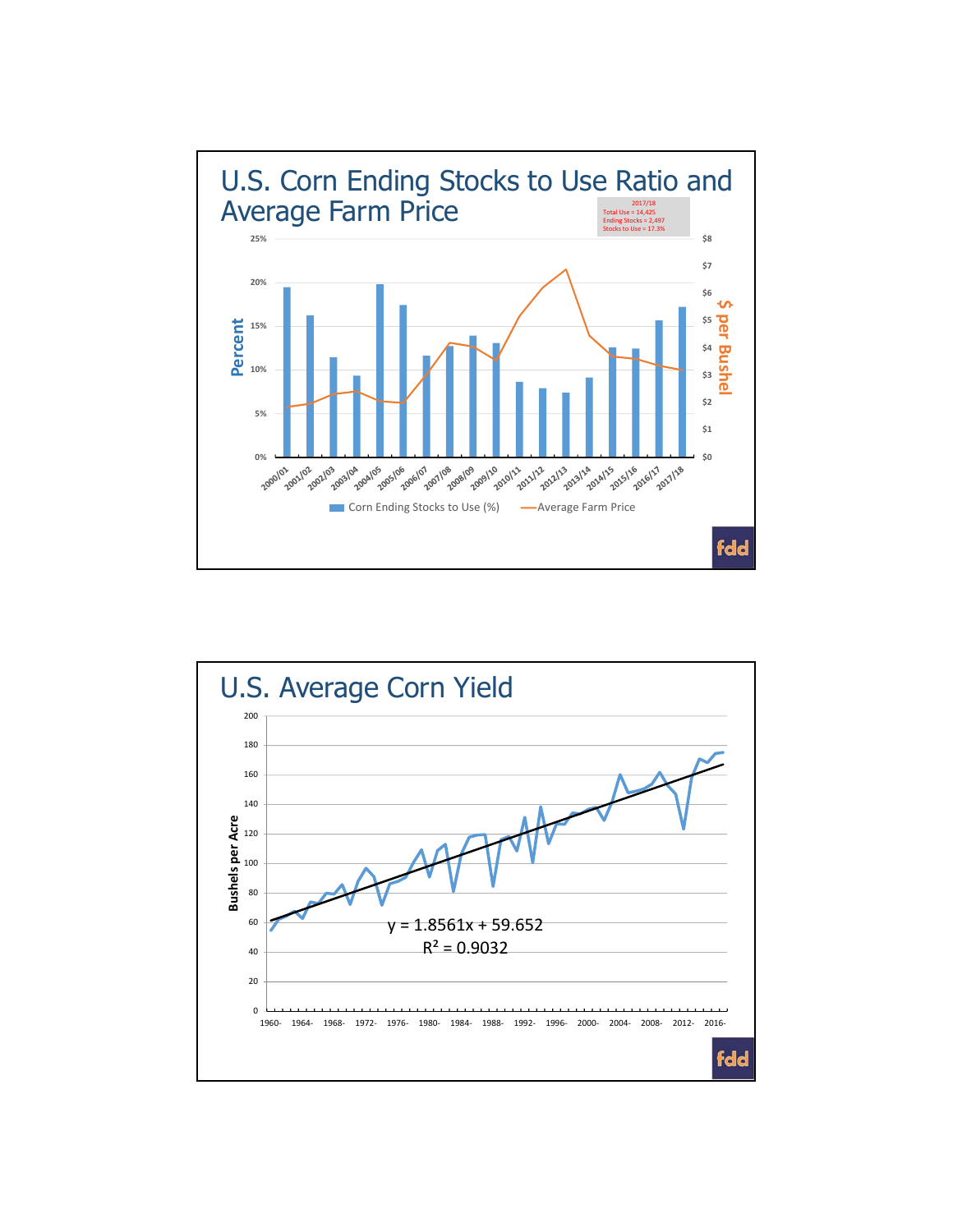# U.S. Corn Ending Stocks to Use Ratio and Average Farm Price

2017/18
Total Use = 14,425
Ending Stocks = 2,497
Stocks to Use = 17.3%

Corn Ending Stocks to Use (%) — Average Farm Price

# U.S. Average Corn Yield

$y = 1.8561x + 59.652$

$R^2 = 0.9032$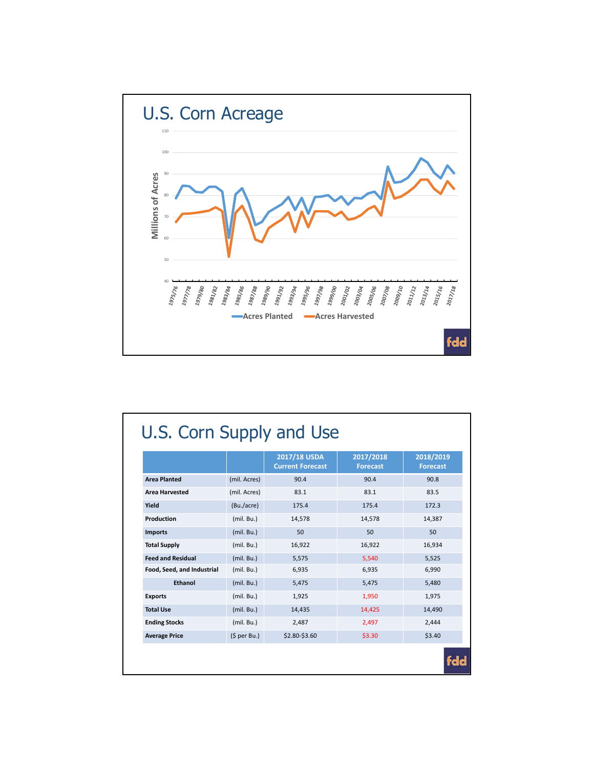# U.S. Corn Acreage

Millions of Acres

Acres Planted — Acres Harvested

fdd

# U.S. Corn Supply and Use

| | | 2017/18 USDA Current Forecast | 2017/2018 Forecast | 2018/2019 Forecast |
|---|---|---|---|---|
| **Area Planted** | (mil. Acres) | 90.4 | 90.4 | 90.8 |
| **Area Harvested** | (mil. Acres) | 83.1 | 83.1 | 83.5 |
| **Yield** | (Bu./acre) | 175.4 | 175.4 | 172.3 |
| **Production** | (mil. Bu.) | 14,578 | 14,578 | 14,387 |
| **Imports** | (mil. Bu.) | 50 | 50 | 50 |
| **Total Supply** | (mil. Bu.) | 16,922 | 16,922 | 16,934 |
| **Feed and Residual** | (mil. Bu.) | 5,575 | 5,540 | 5,525 |
| **Food, Seed, and Industrial** | (mil. Bu.) | 6,935 | 6,935 | 6,990 |
| **Ethanol** | (mil. Bu.) | 5,475 | 5,475 | 5,480 |
| **Exports** | (mil. Bu.) | 1,925 | 1,950 | 1,975 |
| **Total Use** | (mil. Bu.) | 14,435 | 14,425 | 14,490 |
| **Ending Stocks** | (mil. Bu.) | 2,487 | 2,497 | 2,444 |
| **Average Price** | ($ per Bu.) | $2.80-$3.60 | $3.30 | $3.40 |

fdd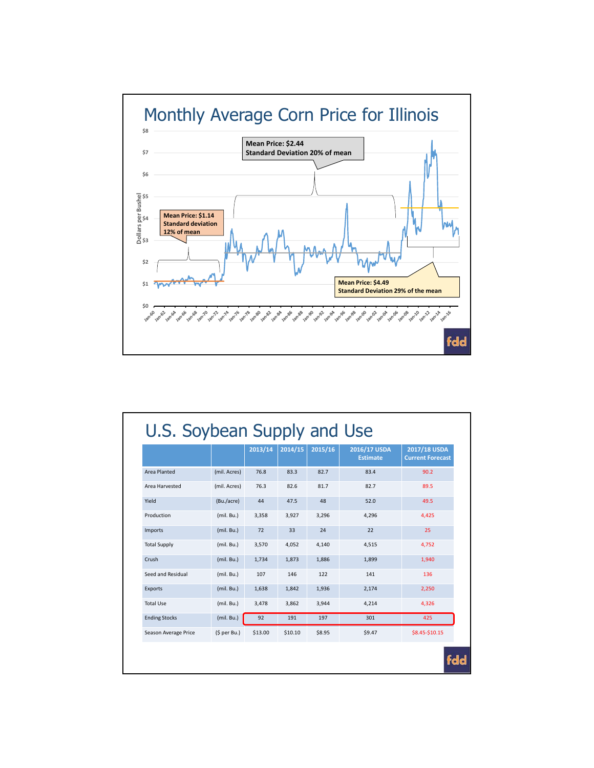## Monthly Average Corn Price for Illinois

Dollars per Bushel

Mean Price: $1.14
Standard deviation 12% of mean

Mean Price: $2.44
Standard Deviation 20% of mean

Mean Price: $4.49
Standard Deviation 29% of the mean

## U.S. Soybean Supply and Use

| | | 2013/14 | 2014/15 | 2015/16 | 2016/17 USDA Estimate | 2017/18 USDA Current Forecast |
|---|---|---|---|---|---|---|
| Area Planted | (mil. Acres) | 76.8 | 83.3 | 82.7 | 83.4 | 90.2 |
| Area Harvested | (mil. Acres) | 76.3 | 82.6 | 81.7 | 82.7 | 89.5 |
| Yield | (Bu./acre) | 44 | 47.5 | 48 | 52.0 | 49.5 |
| Production | (mil. Bu.) | 3,358 | 3,927 | 3,296 | 4,296 | 4,425 |
| Imports | (mil. Bu.) | 72 | 33 | 24 | 22 | 25 |
| Total Supply | (mil. Bu.) | 3,570 | 4,052 | 4,140 | 4,515 | 4,752 |
| Crush | (mil. Bu.) | 1,734 | 1,873 | 1,886 | 1,899 | 1,940 |
| Seed and Residual | (mil. Bu.) | 107 | 146 | 122 | 141 | 136 |
| Exports | (mil. Bu.) | 1,638 | 1,842 | 1,936 | 2,174 | 2,250 |
| Total Use | (mil. Bu.) | 3,478 | 3,862 | 3,944 | 4,214 | 4,326 |
| Ending Stocks | (mil. Bu.) | 92 | 191 | 197 | 301 | 425 |
| Season Average Price | ($ per Bu.) | $13.00 | $10.10 | $8.95 | $9.47 | $8.45-$10.15 |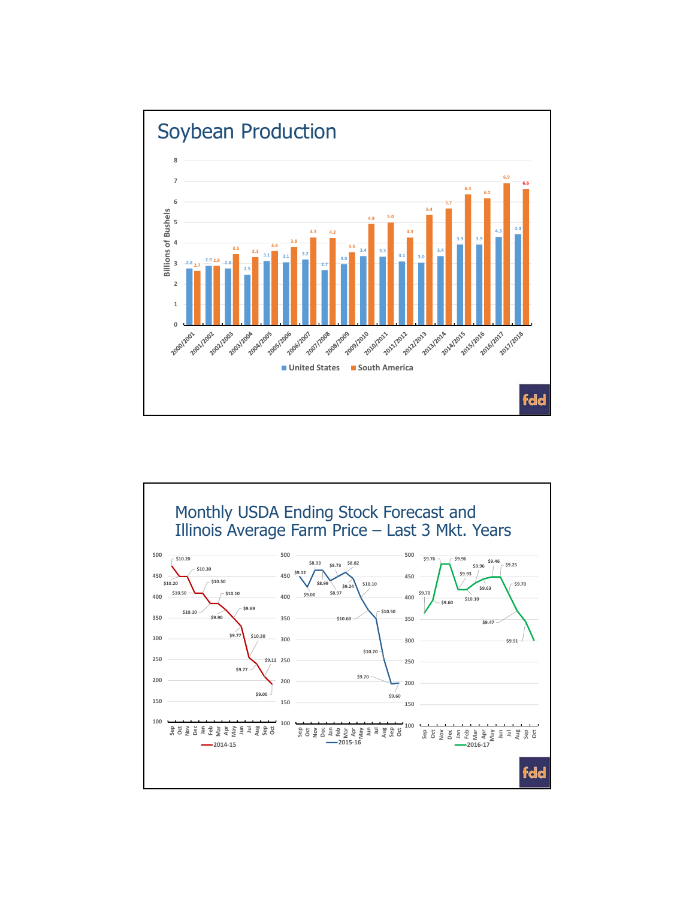## Soybean Production

Billions of Bushels

| Marketing Year | United States | South America |
| --- | --- | --- |
| 2000/2001 | 2.8 | 2.7 |
| 2001/2002 | 2.9 | 2.9 |
| 2002/2003 | 2.8 | 3.5 |
| 2003/2004 | 2.5 | 3.3 |
| 2004/2005 | 3.1 | 3.6 |
| 2005/2006 | 3.1 | 3.8 |
| 2006/2007 | 3.2 | 4.3 |
| 2007/2008 | 2.7 | 4.2 |
| 2008/2009 | 3.0 | 3.5 |
| 2009/2010 | 3.4 | 4.9 |
| 2010/2011 | 3.3 | 5.0 |
| 2011/2012 | 3.1 | 4.3 |
| 2012/2013 | 3.0 | 5.4 |
| 2013/2014 | 3.4 | 5.7 |
| 2014/2015 | 3.9 | 6.4 |
| 2015/2016 | 3.9 | 6.2 |
| 2016/2017 | 4.3 | 6.9 |
| 2017/2018 | 4.4 | 6.6 |

fdd

## Monthly USDA Ending Stock Forecast and Illinois Average Farm Price – Last 3 Mkt. Years

**2014-15** (Sep–Oct): $10.20, $10.20, $10.30, $10.50, $10.50, $10.10, $10.10, $9.90, $9.69, $9.77, $10.20, $9.77, $9.12, $9.00

**2015-16** (Sep–Oct): $9.12, $9.00, $8.93, $8.99, $8.73, $8.97, $8.82, $9.24, $10.10, $10.60, $10.50, $10.20, $9.70, $9.60

**2016-17** (Sep–Oct): $9.70, $9.76, $9.60, $9.96, $9.93, $9.96, $10.10, $9.63, $9.46, $9.25, $9.70, $9.47, $9.51

fdd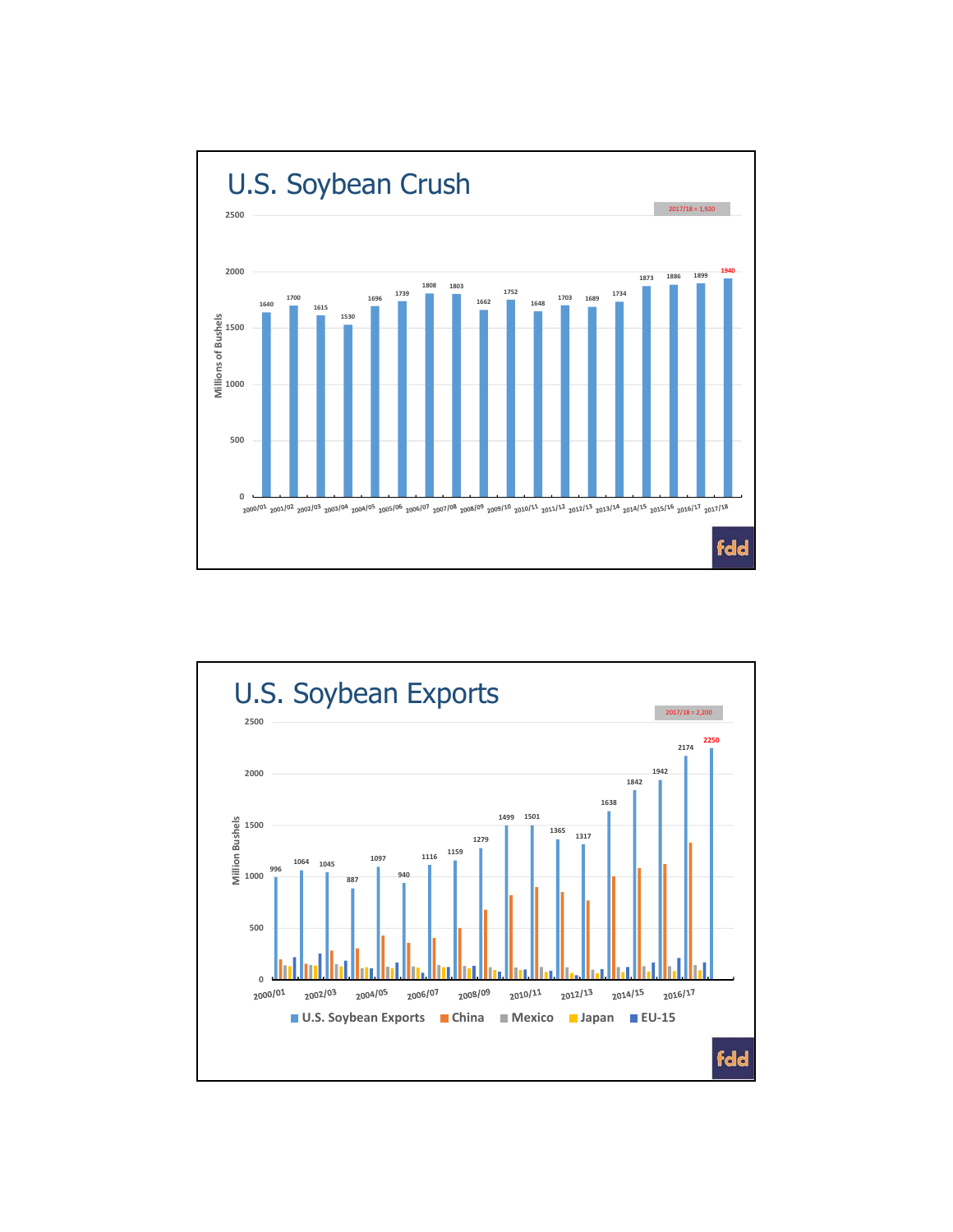# U.S. Soybean Crush

2017/18 = 1,920

| Year | Millions of Bushels |
|---|---|
| 2000/01 | 1640 |
| 2001/02 | 1700 |
| 2002/03 | 1615 |
| 2003/04 | 1530 |
| 2004/05 | 1696 |
| 2005/06 | 1739 |
| 2006/07 | 1808 |
| 2007/08 | 1803 |
| 2008/09 | 1662 |
| 2009/10 | 1752 |
| 2010/11 | 1648 |
| 2011/12 | 1703 |
| 2012/13 | 1689 |
| 2013/14 | 1734 |
| 2014/15 | 1873 |
| 2015/16 | 1886 |
| 2016/17 | 1899 |
| 2017/18 | 1940 |

fdd

# U.S. Soybean Exports

2017/18 = 2,200

| Year | U.S. Soybean Exports (Million Bushels) |
|---|---|
| 2000/01 | 996 |
| 2001/02 | 1064 |
| 2002/03 | 1045 |
| 2003/04 | 887 |
| 2004/05 | 1097 |
| 2005/06 | 940 |
| 2006/07 | 1116 |
| 2007/08 | 1159 |
| 2008/09 | 1279 |
| 2009/10 | 1499 |
| 2010/11 | 1501 |
| 2011/12 | 1365 |
| 2012/13 | 1317 |
| 2013/14 | 1638 |
| 2014/15 | 1842 |
| 2015/16 | 1942 |
| 2016/17 | 2174 |
| 2017/18 | 2250 |

Legend: U.S. Soybean Exports, China, Mexico, Japan, EU-15

fdd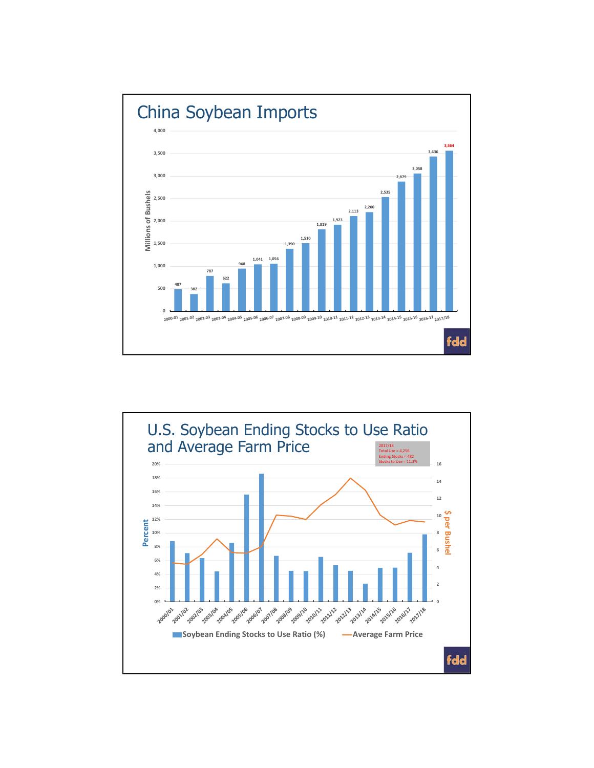# China Soybean Imports

| Year | Millions of Bushels |
|---|---|
| 2000-01 | 487 |
| 2001-02 | 382 |
| 2002-03 | 787 |
| 2003-04 | 622 |
| 2004-05 | 948 |
| 2005-06 | 1,041 |
| 2006-07 | 1,056 |
| 2007-08 | 1,390 |
| 2008-09 | 1,510 |
| 2009-10 | 1,819 |
| 2010-11 | 1,923 |
| 2011-12 | 2,113 |
| 2012-13 | 2,200 |
| 2013-14 | 2,535 |
| 2014-15 | 2,879 |
| 2015-16 | 3,058 |
| 2016-17 | 3,436 |
| 2017/18 | 3,564 |

fdd

# U.S. Soybean Ending Stocks to Use Ratio and Average Farm Price

2017/18
Total Use = 4,256
Ending Stocks = 482
Stocks to Use = 11.3%

Soybean Ending Stocks to Use Ratio (%) — Percent
Average Farm Price — $ per Bushel

Years: 2000/01, 2001/02, 2002/03, 2003/04, 2004/05, 2005/06, 2006/07, 2007/08, 2008/09, 2009/10, 2010/11, 2011/12, 2012/13, 2013/14, 2014/15, 2015/16, 2016/17, 2017/18

fdd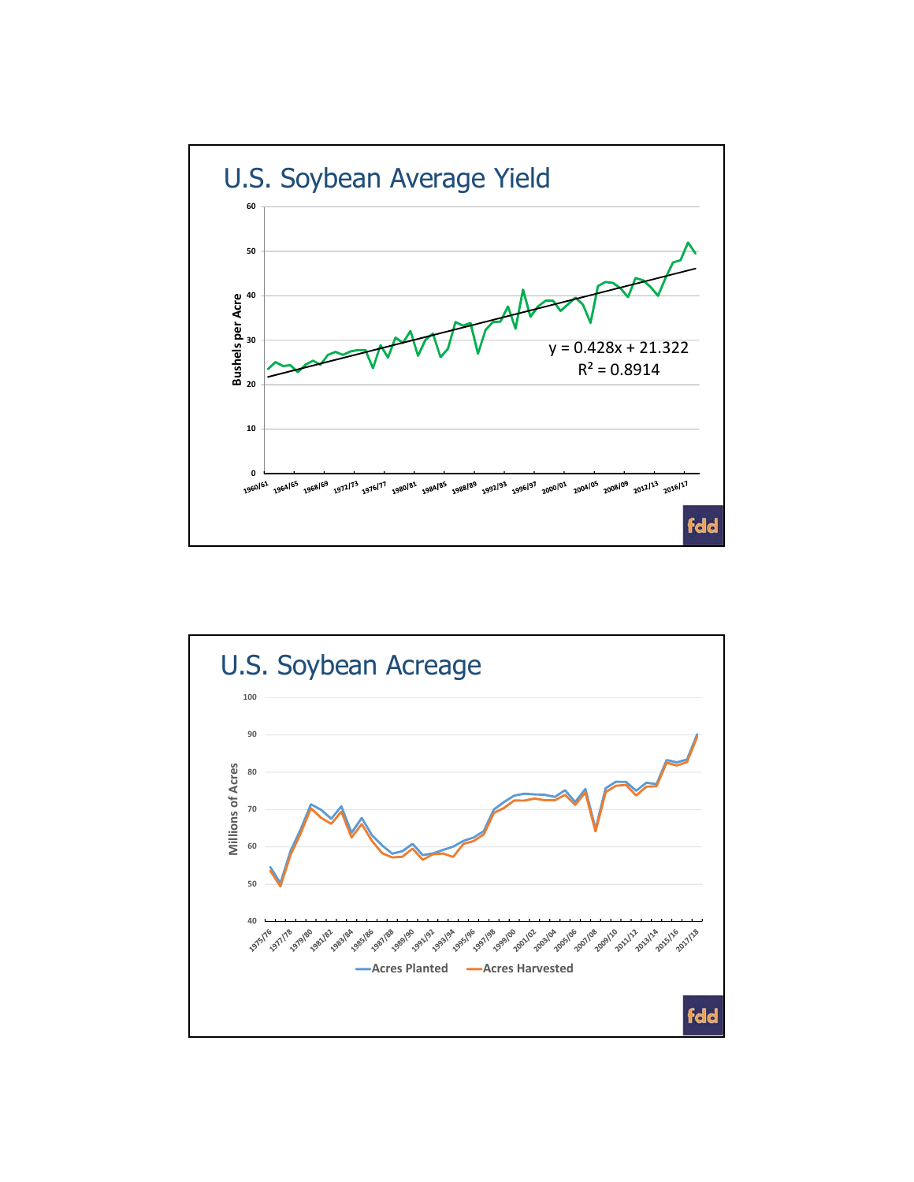## U.S. Soybean Average Yield

Bushels per Acre

$y = 0.428x + 21.322$

$R^2 = 0.8914$

fdd

## U.S. Soybean Acreage

Millions of Acres

Acres Planted — Acres Harvested

fdd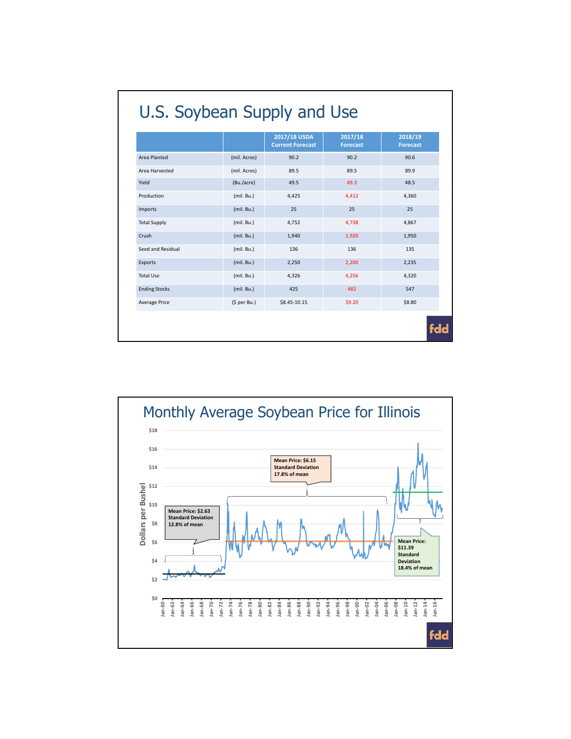# U.S. Soybean Supply and Use

| | | 2017/18 USDA Current Forecast | 2017/18 Forecast | 2018/19 Forecast |
|---|---|---|---|---|
| Area Planted | (mil. Acres) | 90.2 | 90.2 | 90.6 |
| Area Harvested | (mil. Acres) | 89.5 | 89.5 | 89.9 |
| Yield | (Bu./acre) | 49.5 | 49.3 | 48.5 |
| Production | (mil. Bu.) | 4,425 | 4,412 | 4,360 |
| Imports | (mil. Bu.) | 25 | 25 | 25 |
| Total Supply | (mil. Bu.) | 4,752 | 4,738 | 4,867 |
| Crush | (mil. Bu.) | 1,940 | 1,920 | 1,950 |
| Seed and Residual | (mil. Bu.) | 136 | 136 | 135 |
| Exports | (mil. Bu.) | 2,250 | 2,200 | 2,235 |
| Total Use | (mil. Bu.) | 4,326 | 4,256 | 4,320 |
| Ending Stocks | (mil. Bu.) | 425 | 482 | 547 |
| Average Price | ($ per Bu.) | $8.45-10.15 | $9.20 | $8.80 |

# Monthly Average Soybean Price for Illinois

Mean Price: $2.63
Standard Deviation
12.8% of mean

Mean Price: $6.15
Standard Deviation
17.8% of mean

Mean Price: $11.39
Standard Deviation
18.4% of mean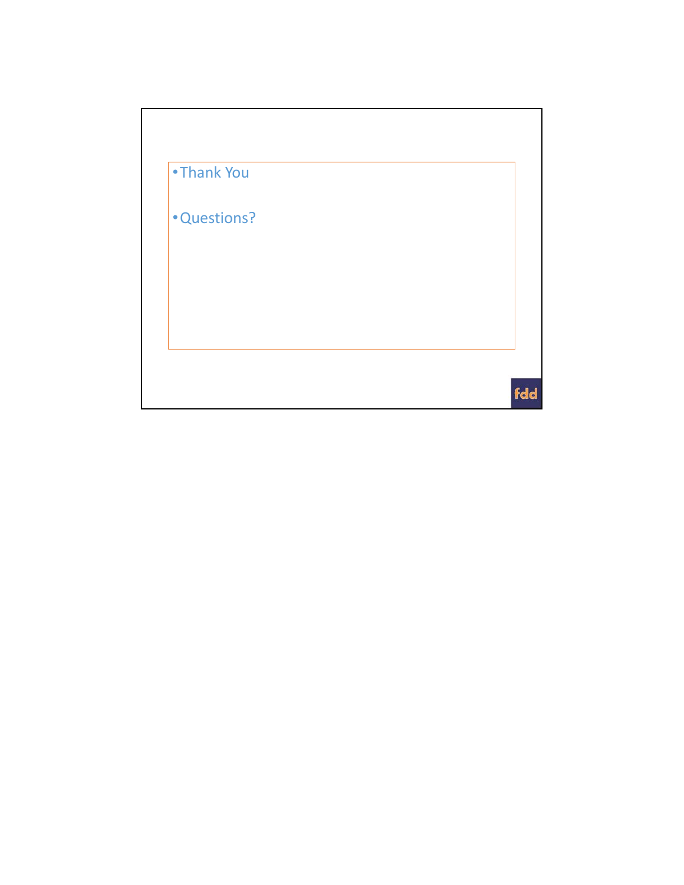- Thank You

- Questions?